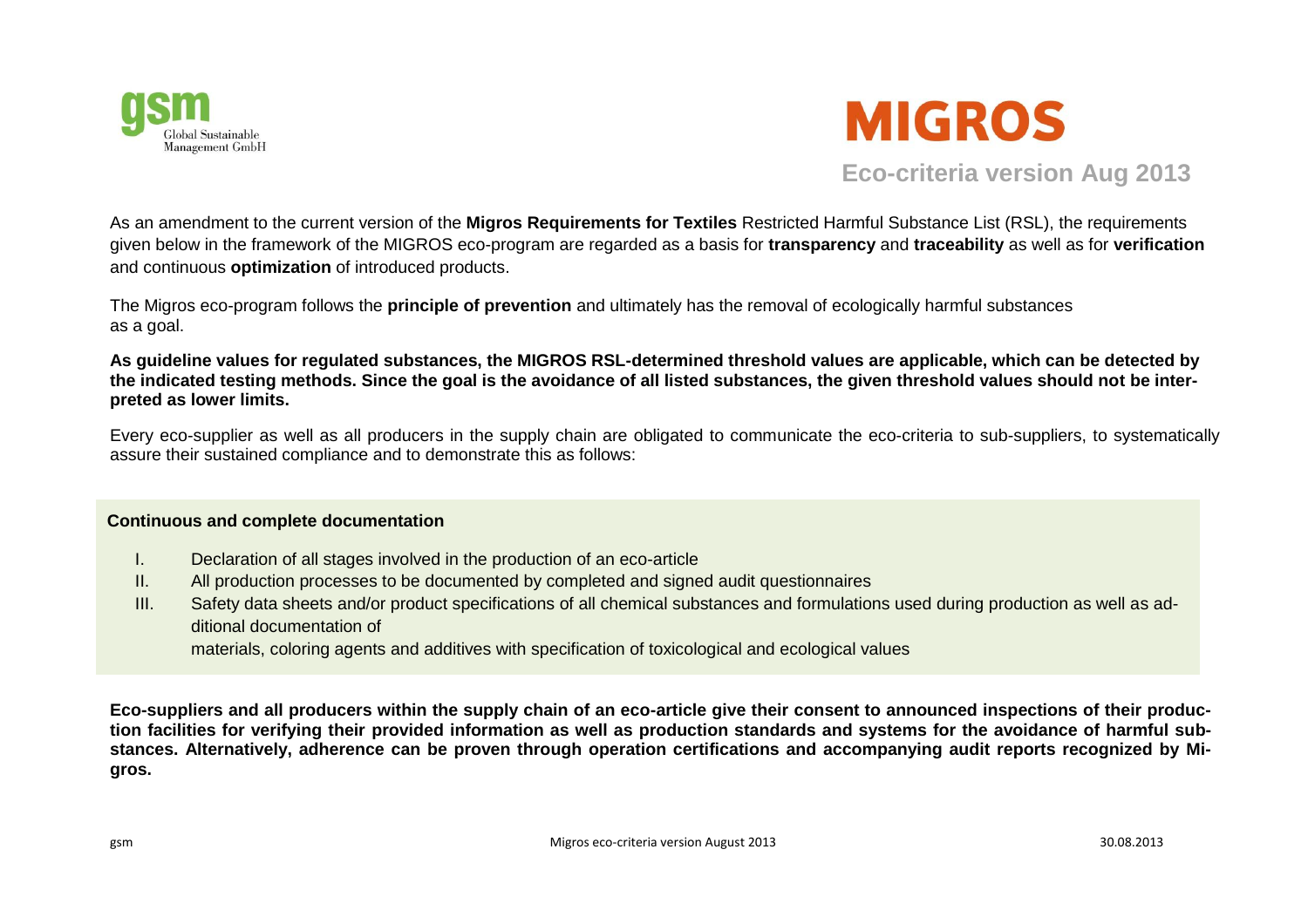# MIGROS

**Eco-criteria version Aug 2013**

As an amendment to the current version of the **Migros Requirements for Textiles** Restricted Harmful Substance List (RSL), the requirements given below in the framework of the MIGROS eco-program are regarded as a basis for **transparency** and **traceability** as well as for **verification** and continuous **optimization** of introduced products.

The Migros eco-program follows the **principle of prevention** and ultimately has the removal of ecologically harmful substances as a goal.

**As guideline values for regulated substances, the MIGROS RSL-determined threshold values are applicable, which can be detected by the indicated testing methods. Since the goal is the avoidance of all listed substances, the given threshold values should not be interpreted as lower limits.**

Every eco-supplier as well as all producers in the supply chain are obligated to communicate the eco-criteria to sub-suppliers, to systematically assure their sustained compliance and to demonstrate this as follows:

**Continuous and complete documentation**

I. Declaration of all stages involved in the production of an eco-article
II. All production processes to be documented by completed and signed audit questionnaires
III. Safety data sheets and/or product specifications of all chemical substances and formulations used during production as well as additional documentation of materials, coloring agents and additives with specification of toxicological and ecological values

**Eco-suppliers and all producers within the supply chain of an eco-article give their consent to announced inspections of their production facilities for verifying their provided information as well as production standards and systems for the avoidance of harmful substances. Alternatively, adherence can be proven through operation certifications and accompanying audit reports recognized by Migros.**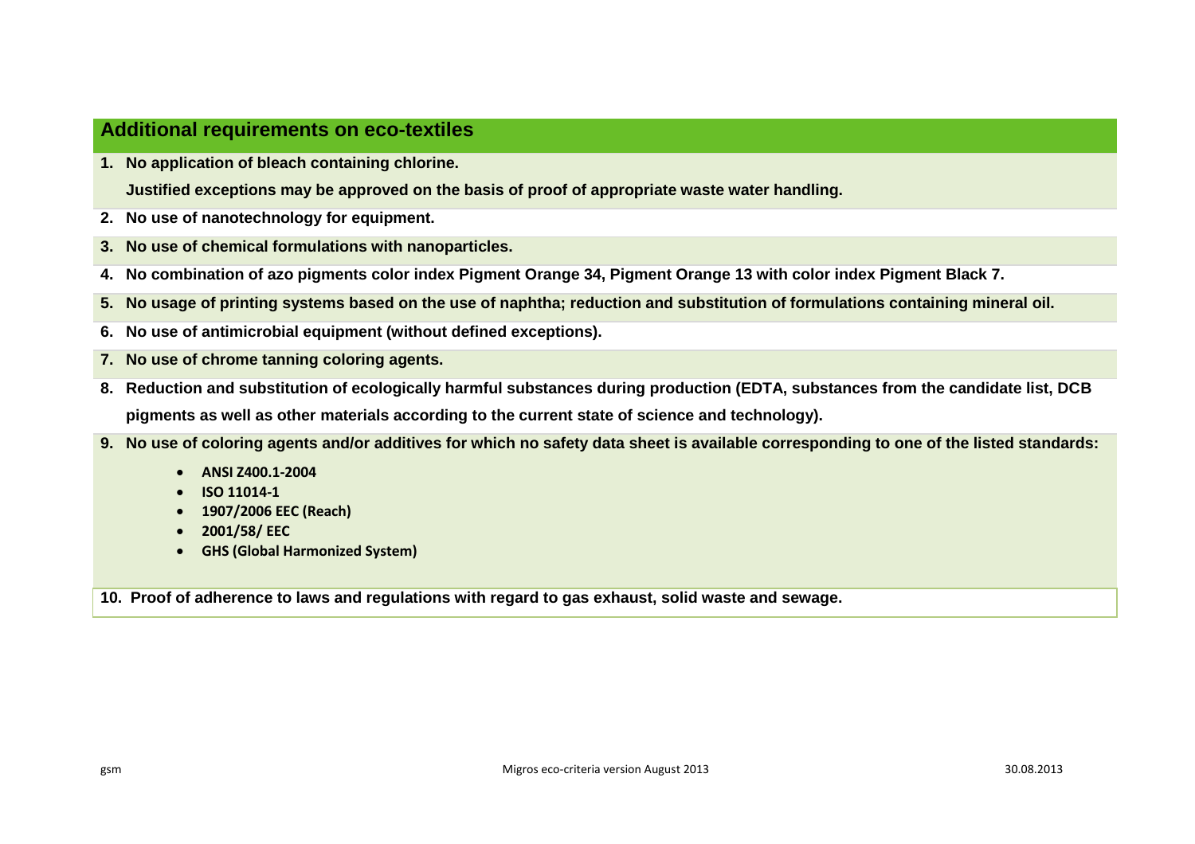## Additional requirements on eco-textiles

1. **No application of bleach containing chlorine.**

   **Justified exceptions may be approved on the basis of proof of appropriate waste water handling.**

2. **No use of nanotechnology for equipment.**

3. **No use of chemical formulations with nanoparticles.**

4. **No combination of azo pigments color index Pigment Orange 34, Pigment Orange 13 with color index Pigment Black 7.**

5. **No usage of printing systems based on the use of naphtha; reduction and substitution of formulations containing mineral oil.**

6. **No use of antimicrobial equipment (without defined exceptions).**

7. **No use of chrome tanning coloring agents.**

8. **Reduction and substitution of ecologically harmful substances during production (EDTA, substances from the candidate list, DCB pigments as well as other materials according to the current state of science and technology).**

9. **No use of coloring agents and/or additives for which no safety data sheet is available corresponding to one of the listed standards:**
   - **ANSI Z400.1-2004**
   - **ISO 11014-1**
   - **1907/2006 EEC (Reach)**
   - **2001/58/ EEC**
   - **GHS (Global Harmonized System)**

10. **Proof of adherence to laws and regulations with regard to gas exhaust, solid waste and sewage.**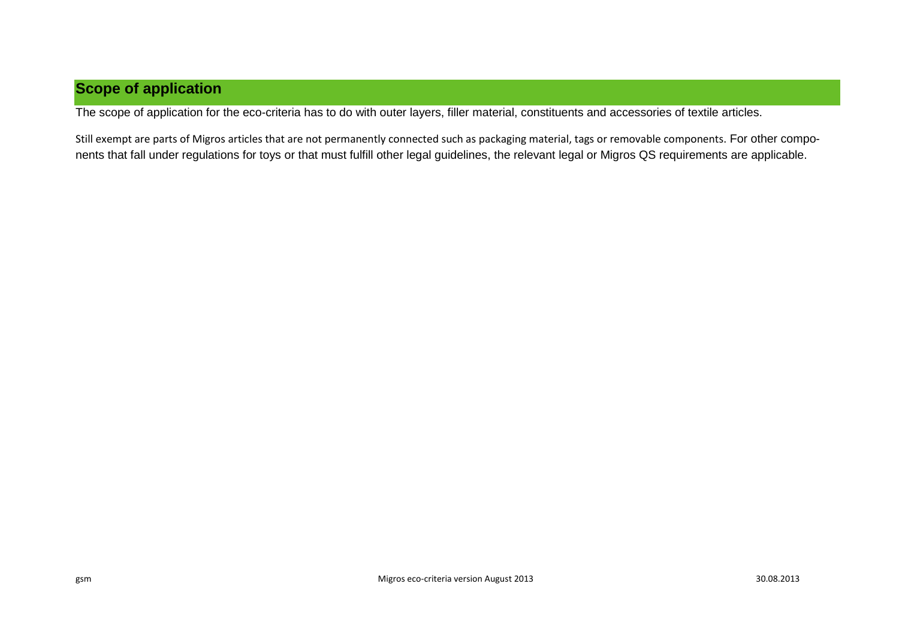## Scope of application

The scope of application for the eco-criteria has to do with outer layers, filler material, constituents and accessories of textile articles.

Still exempt are parts of Migros articles that are not permanently connected such as packaging material, tags or removable components. For other components that fall under regulations for toys or that must fulfill other legal guidelines, the relevant legal or Migros QS requirements are applicable.